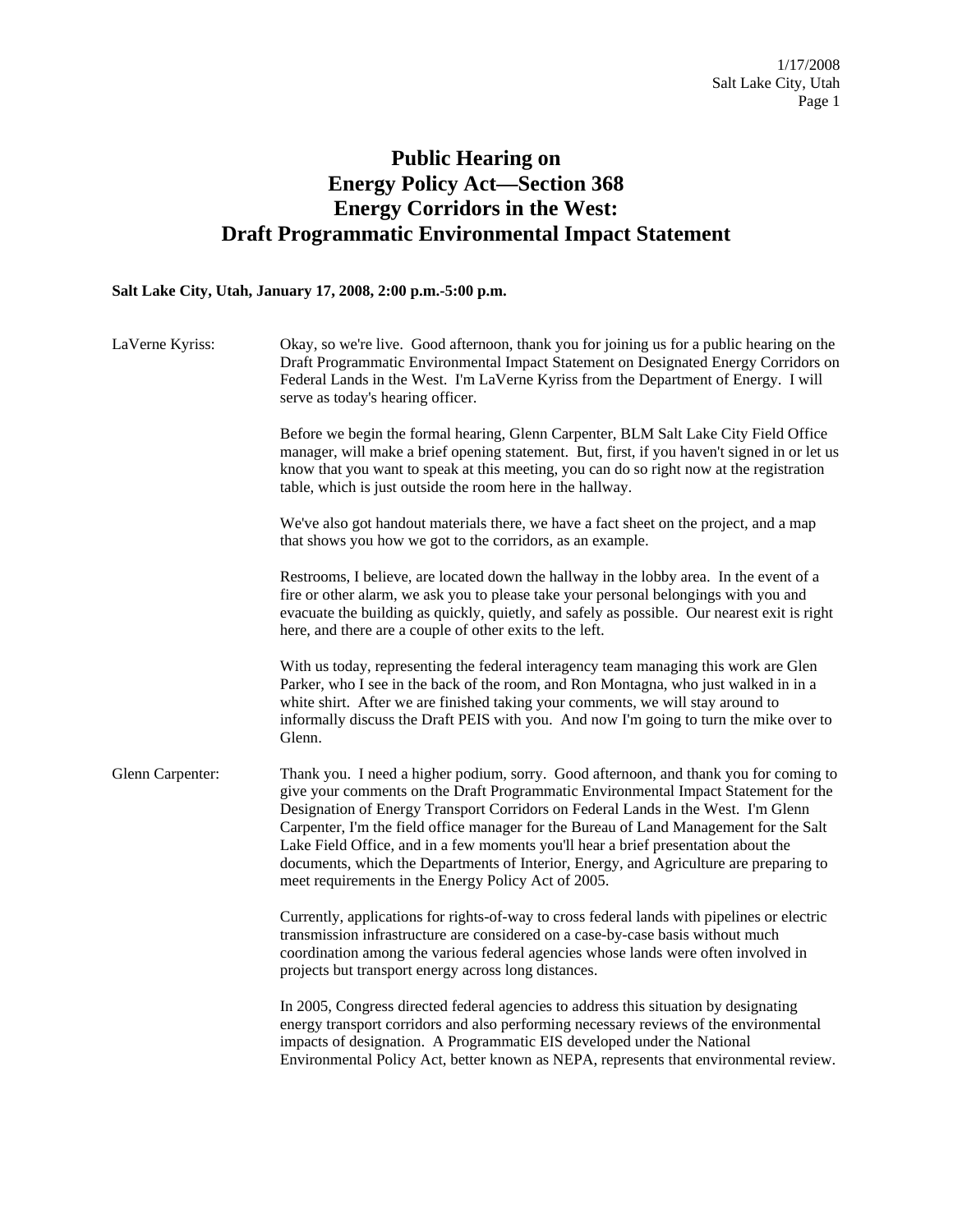# Public Hearing on Energy Policy Act—Section 368 Energy Corridors in the West: Draft Programmatic Environmental Impact Statement

**Salt Lake City, Utah, January 17, 2008, 2:00 p.m.-5:00 p.m.**

LaVerne Kyriss: Okay, so we're live. Good afternoon, thank you for joining us for a public hearing on the Draft Programmatic Environmental Impact Statement on Designated Energy Corridors on Federal Lands in the West. I'm LaVerne Kyriss from the Department of Energy. I will serve as today's hearing officer.

Before we begin the formal hearing, Glenn Carpenter, BLM Salt Lake City Field Office manager, will make a brief opening statement. But, first, if you haven't signed in or let us know that you want to speak at this meeting, you can do so right now at the registration table, which is just outside the room here in the hallway.

We've also got handout materials there, we have a fact sheet on the project, and a map that shows you how we got to the corridors, as an example.

Restrooms, I believe, are located down the hallway in the lobby area. In the event of a fire or other alarm, we ask you to please take your personal belongings with you and evacuate the building as quickly, quietly, and safely as possible. Our nearest exit is right here, and there are a couple of other exits to the left.

With us today, representing the federal interagency team managing this work are Glen Parker, who I see in the back of the room, and Ron Montagna, who just walked in in a white shirt. After we are finished taking your comments, we will stay around to informally discuss the Draft PEIS with you. And now I'm going to turn the mike over to Glenn.

Glenn Carpenter: Thank you. I need a higher podium, sorry. Good afternoon, and thank you for coming to give your comments on the Draft Programmatic Environmental Impact Statement for the Designation of Energy Transport Corridors on Federal Lands in the West. I'm Glenn Carpenter, I'm the field office manager for the Bureau of Land Management for the Salt Lake Field Office, and in a few moments you'll hear a brief presentation about the documents, which the Departments of Interior, Energy, and Agriculture are preparing to meet requirements in the Energy Policy Act of 2005.

Currently, applications for rights-of-way to cross federal lands with pipelines or electric transmission infrastructure are considered on a case-by-case basis without much coordination among the various federal agencies whose lands were often involved in projects but transport energy across long distances.

In 2005, Congress directed federal agencies to address this situation by designating energy transport corridors and also performing necessary reviews of the environmental impacts of designation. A Programmatic EIS developed under the National Environmental Policy Act, better known as NEPA, represents that environmental review.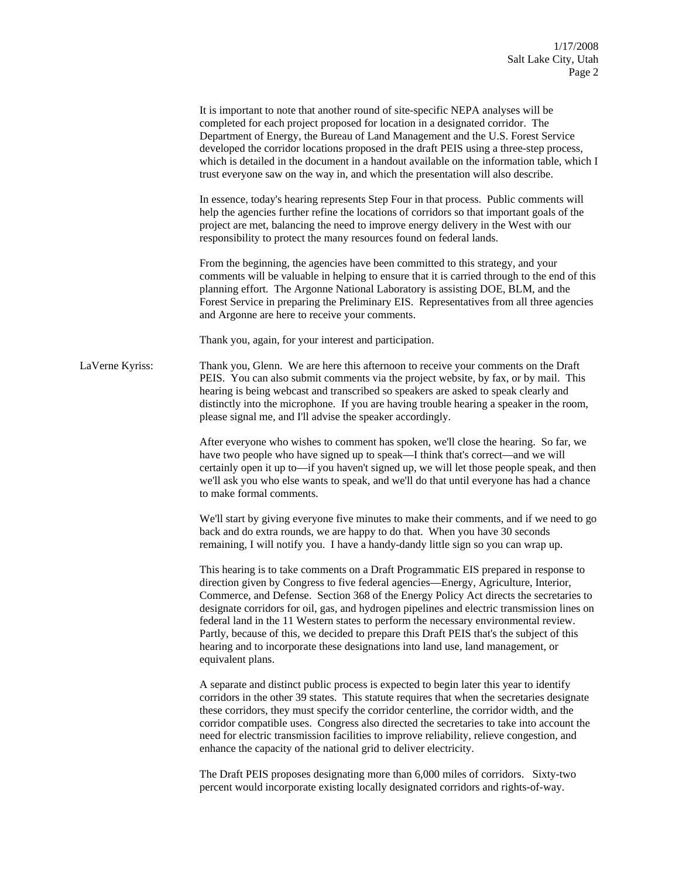It is important to note that another round of site-specific NEPA analyses will be completed for each project proposed for location in a designated corridor. The Department of Energy, the Bureau of Land Management and the U.S. Forest Service developed the corridor locations proposed in the draft PEIS using a three-step process, which is detailed in the document in a handout available on the information table, which I trust everyone saw on the way in, and which the presentation will also describe.

In essence, today's hearing represents Step Four in that process. Public comments will help the agencies further refine the locations of corridors so that important goals of the project are met, balancing the need to improve energy delivery in the West with our responsibility to protect the many resources found on federal lands.

From the beginning, the agencies have been committed to this strategy, and your comments will be valuable in helping to ensure that it is carried through to the end of this planning effort. The Argonne National Laboratory is assisting DOE, BLM, and the Forest Service in preparing the Preliminary EIS. Representatives from all three agencies and Argonne are here to receive your comments.

Thank you, again, for your interest and participation.

LaVerne Kyriss: Thank you, Glenn. We are here this afternoon to receive your comments on the Draft PEIS. You can also submit comments via the project website, by fax, or by mail. This hearing is being webcast and transcribed so speakers are asked to speak clearly and distinctly into the microphone. If you are having trouble hearing a speaker in the room, please signal me, and I'll advise the speaker accordingly.

After everyone who wishes to comment has spoken, we'll close the hearing. So far, we have two people who have signed up to speak—I think that's correct—and we will certainly open it up to—if you haven't signed up, we will let those people speak, and then we'll ask you who else wants to speak, and we'll do that until everyone has had a chance to make formal comments.

We'll start by giving everyone five minutes to make their comments, and if we need to go back and do extra rounds, we are happy to do that. When you have 30 seconds remaining, I will notify you. I have a handy-dandy little sign so you can wrap up.

This hearing is to take comments on a Draft Programmatic EIS prepared in response to direction given by Congress to five federal agencies—Energy, Agriculture, Interior, Commerce, and Defense. Section 368 of the Energy Policy Act directs the secretaries to designate corridors for oil, gas, and hydrogen pipelines and electric transmission lines on federal land in the 11 Western states to perform the necessary environmental review. Partly, because of this, we decided to prepare this Draft PEIS that's the subject of this hearing and to incorporate these designations into land use, land management, or equivalent plans.

A separate and distinct public process is expected to begin later this year to identify corridors in the other 39 states. This statute requires that when the secretaries designate these corridors, they must specify the corridor centerline, the corridor width, and the corridor compatible uses. Congress also directed the secretaries to take into account the need for electric transmission facilities to improve reliability, relieve congestion, and enhance the capacity of the national grid to deliver electricity.

The Draft PEIS proposes designating more than 6,000 miles of corridors. Sixty-two percent would incorporate existing locally designated corridors and rights-of-way.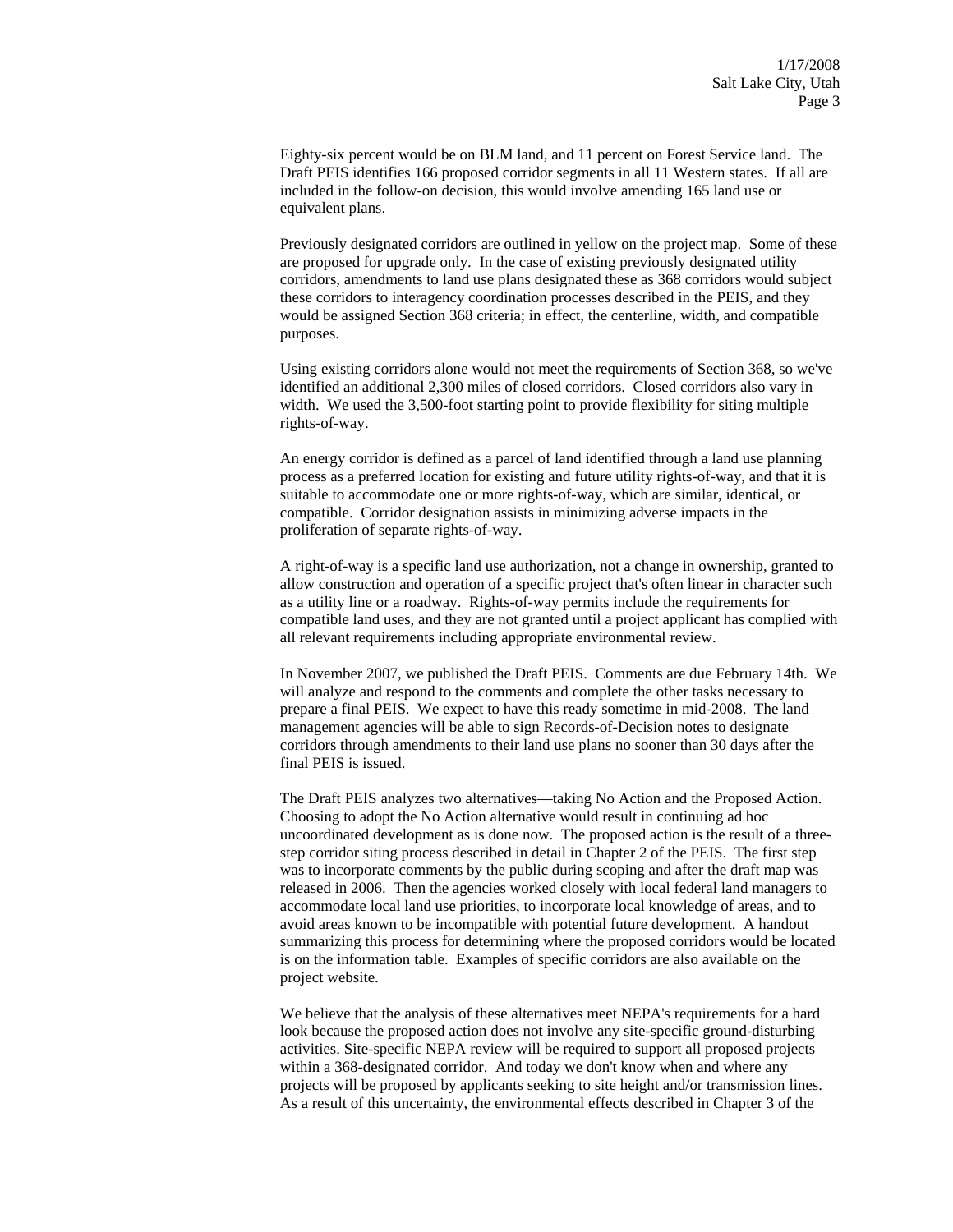Eighty-six percent would be on BLM land, and 11 percent on Forest Service land. The Draft PEIS identifies 166 proposed corridor segments in all 11 Western states. If all are included in the follow-on decision, this would involve amending 165 land use or equivalent plans.

Previously designated corridors are outlined in yellow on the project map. Some of these are proposed for upgrade only. In the case of existing previously designated utility corridors, amendments to land use plans designated these as 368 corridors would subject these corridors to interagency coordination processes described in the PEIS, and they would be assigned Section 368 criteria; in effect, the centerline, width, and compatible purposes.

Using existing corridors alone would not meet the requirements of Section 368, so we've identified an additional 2,300 miles of closed corridors. Closed corridors also vary in width. We used the 3,500-foot starting point to provide flexibility for siting multiple rights-of-way.

An energy corridor is defined as a parcel of land identified through a land use planning process as a preferred location for existing and future utility rights-of-way, and that it is suitable to accommodate one or more rights-of-way, which are similar, identical, or compatible. Corridor designation assists in minimizing adverse impacts in the proliferation of separate rights-of-way.

A right-of-way is a specific land use authorization, not a change in ownership, granted to allow construction and operation of a specific project that's often linear in character such as a utility line or a roadway. Rights-of-way permits include the requirements for compatible land uses, and they are not granted until a project applicant has complied with all relevant requirements including appropriate environmental review.

In November 2007, we published the Draft PEIS. Comments are due February 14th. We will analyze and respond to the comments and complete the other tasks necessary to prepare a final PEIS. We expect to have this ready sometime in mid-2008. The land management agencies will be able to sign Records-of-Decision notes to designate corridors through amendments to their land use plans no sooner than 30 days after the final PEIS is issued.

The Draft PEIS analyzes two alternatives—taking No Action and the Proposed Action. Choosing to adopt the No Action alternative would result in continuing ad hoc uncoordinated development as is done now. The proposed action is the result of a three-step corridor siting process described in detail in Chapter 2 of the PEIS. The first step was to incorporate comments by the public during scoping and after the draft map was released in 2006. Then the agencies worked closely with local federal land managers to accommodate local land use priorities, to incorporate local knowledge of areas, and to avoid areas known to be incompatible with potential future development. A handout summarizing this process for determining where the proposed corridors would be located is on the information table. Examples of specific corridors are also available on the project website.

We believe that the analysis of these alternatives meet NEPA's requirements for a hard look because the proposed action does not involve any site-specific ground-disturbing activities. Site-specific NEPA review will be required to support all proposed projects within a 368-designated corridor. And today we don't know when and where any projects will be proposed by applicants seeking to site height and/or transmission lines. As a result of this uncertainty, the environmental effects described in Chapter 3 of the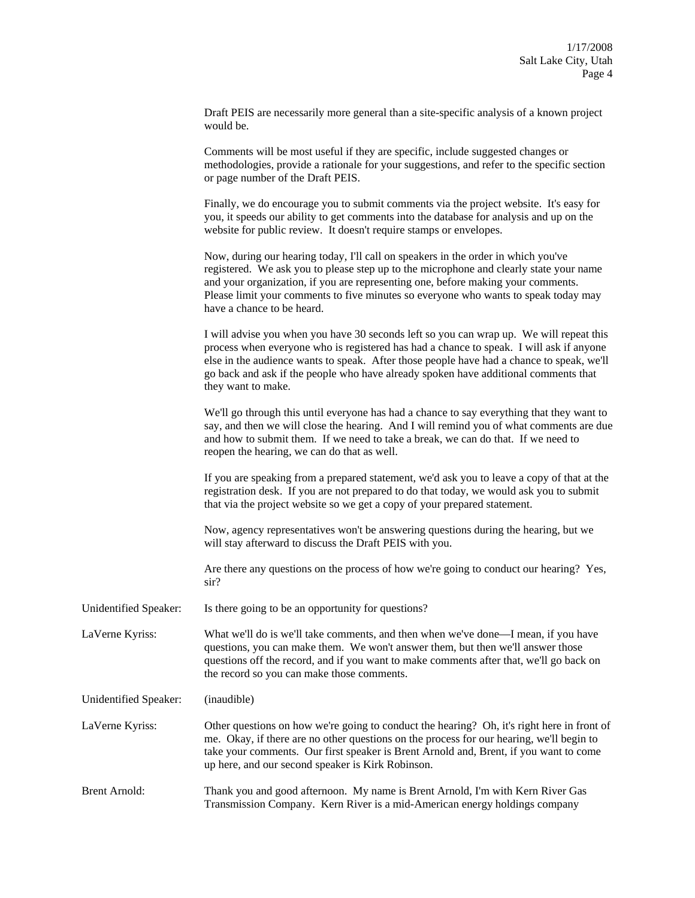Draft PEIS are necessarily more general than a site-specific analysis of a known project would be.

Comments will be most useful if they are specific, include suggested changes or methodologies, provide a rationale for your suggestions, and refer to the specific section or page number of the Draft PEIS.

Finally, we do encourage you to submit comments via the project website. It's easy for you, it speeds our ability to get comments into the database for analysis and up on the website for public review. It doesn't require stamps or envelopes.

Now, during our hearing today, I'll call on speakers in the order in which you've registered. We ask you to please step up to the microphone and clearly state your name and your organization, if you are representing one, before making your comments. Please limit your comments to five minutes so everyone who wants to speak today may have a chance to be heard.

I will advise you when you have 30 seconds left so you can wrap up. We will repeat this process when everyone who is registered has had a chance to speak. I will ask if anyone else in the audience wants to speak. After those people have had a chance to speak, we'll go back and ask if the people who have already spoken have additional comments that they want to make.

We'll go through this until everyone has had a chance to say everything that they want to say, and then we will close the hearing. And I will remind you of what comments are due and how to submit them. If we need to take a break, we can do that. If we need to reopen the hearing, we can do that as well.

If you are speaking from a prepared statement, we'd ask you to leave a copy of that at the registration desk. If you are not prepared to do that today, we would ask you to submit that via the project website so we get a copy of your prepared statement.

Now, agency representatives won't be answering questions during the hearing, but we will stay afterward to discuss the Draft PEIS with you.

Are there any questions on the process of how we're going to conduct our hearing? Yes, sir?

Unidentified Speaker: Is there going to be an opportunity for questions?

LaVerne Kyriss: What we'll do is we'll take comments, and then when we've done—I mean, if you have questions, you can make them. We won't answer them, but then we'll answer those questions off the record, and if you want to make comments after that, we'll go back on the record so you can make those comments.

Unidentified Speaker: (inaudible)

LaVerne Kyriss: Other questions on how we're going to conduct the hearing? Oh, it's right here in front of me. Okay, if there are no other questions on the process for our hearing, we'll begin to take your comments. Our first speaker is Brent Arnold and, Brent, if you want to come up here, and our second speaker is Kirk Robinson.

Brent Arnold: Thank you and good afternoon. My name is Brent Arnold, I'm with Kern River Gas Transmission Company. Kern River is a mid-American energy holdings company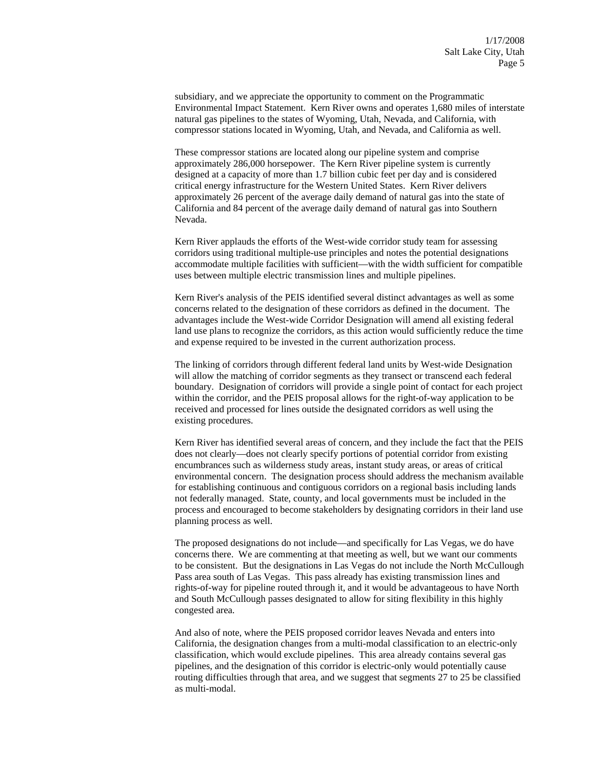subsidiary, and we appreciate the opportunity to comment on the Programmatic Environmental Impact Statement. Kern River owns and operates 1,680 miles of interstate natural gas pipelines to the states of Wyoming, Utah, Nevada, and California, with compressor stations located in Wyoming, Utah, and Nevada, and California as well.

These compressor stations are located along our pipeline system and comprise approximately 286,000 horsepower. The Kern River pipeline system is currently designed at a capacity of more than 1.7 billion cubic feet per day and is considered critical energy infrastructure for the Western United States. Kern River delivers approximately 26 percent of the average daily demand of natural gas into the state of California and 84 percent of the average daily demand of natural gas into Southern Nevada.

Kern River applauds the efforts of the West-wide corridor study team for assessing corridors using traditional multiple-use principles and notes the potential designations accommodate multiple facilities with sufficient—with the width sufficient for compatible uses between multiple electric transmission lines and multiple pipelines.

Kern River's analysis of the PEIS identified several distinct advantages as well as some concerns related to the designation of these corridors as defined in the document. The advantages include the West-wide Corridor Designation will amend all existing federal land use plans to recognize the corridors, as this action would sufficiently reduce the time and expense required to be invested in the current authorization process.

The linking of corridors through different federal land units by West-wide Designation will allow the matching of corridor segments as they transect or transcend each federal boundary. Designation of corridors will provide a single point of contact for each project within the corridor, and the PEIS proposal allows for the right-of-way application to be received and processed for lines outside the designated corridors as well using the existing procedures.

Kern River has identified several areas of concern, and they include the fact that the PEIS does not clearly—does not clearly specify portions of potential corridor from existing encumbrances such as wilderness study areas, instant study areas, or areas of critical environmental concern. The designation process should address the mechanism available for establishing continuous and contiguous corridors on a regional basis including lands not federally managed. State, county, and local governments must be included in the process and encouraged to become stakeholders by designating corridors in their land use planning process as well.

The proposed designations do not include—and specifically for Las Vegas, we do have concerns there. We are commenting at that meeting as well, but we want our comments to be consistent. But the designations in Las Vegas do not include the North McCullough Pass area south of Las Vegas. This pass already has existing transmission lines and rights-of-way for pipeline routed through it, and it would be advantageous to have North and South McCullough passes designated to allow for siting flexibility in this highly congested area.

And also of note, where the PEIS proposed corridor leaves Nevada and enters into California, the designation changes from a multi-modal classification to an electric-only classification, which would exclude pipelines. This area already contains several gas pipelines, and the designation of this corridor is electric-only would potentially cause routing difficulties through that area, and we suggest that segments 27 to 25 be classified as multi-modal.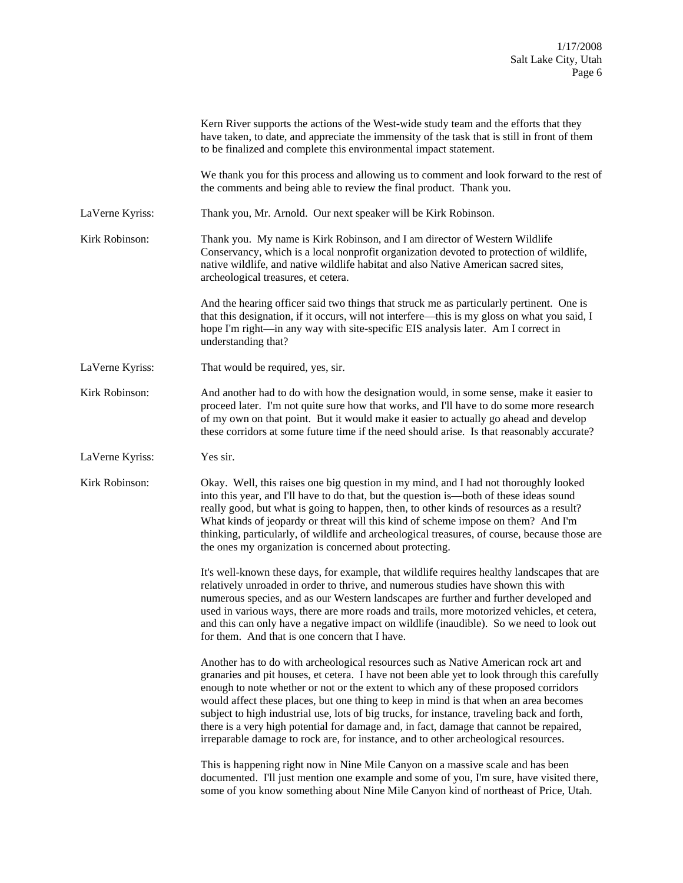Kern River supports the actions of the West-wide study team and the efforts that they have taken, to date, and appreciate the immensity of the task that is still in front of them to be finalized and complete this environmental impact statement.

We thank you for this process and allowing us to comment and look forward to the rest of the comments and being able to review the final product. Thank you.

**LaVerne Kyriss:** Thank you, Mr. Arnold. Our next speaker will be Kirk Robinson.

**Kirk Robinson:** Thank you. My name is Kirk Robinson, and I am director of Western Wildlife Conservancy, which is a local nonprofit organization devoted to protection of wildlife, native wildlife, and native wildlife habitat and also Native American sacred sites, archeological treasures, et cetera.

And the hearing officer said two things that struck me as particularly pertinent. One is that this designation, if it occurs, will not interfere—this is my gloss on what you said, I hope I'm right—in any way with site-specific EIS analysis later. Am I correct in understanding that?

**LaVerne Kyriss:** That would be required, yes, sir.

**Kirk Robinson:** And another had to do with how the designation would, in some sense, make it easier to proceed later. I'm not quite sure how that works, and I'll have to do some more research of my own on that point. But it would make it easier to actually go ahead and develop these corridors at some future time if the need should arise. Is that reasonably accurate?

**LaVerne Kyriss:** Yes sir.

**Kirk Robinson:** Okay. Well, this raises one big question in my mind, and I had not thoroughly looked into this year, and I'll have to do that, but the question is—both of these ideas sound really good, but what is going to happen, then, to other kinds of resources as a result? What kinds of jeopardy or threat will this kind of scheme impose on them? And I'm thinking, particularly, of wildlife and archeological treasures, of course, because those are the ones my organization is concerned about protecting.

It's well-known these days, for example, that wildlife requires healthy landscapes that are relatively unroaded in order to thrive, and numerous studies have shown this with numerous species, and as our Western landscapes are further and further developed and used in various ways, there are more roads and trails, more motorized vehicles, et cetera, and this can only have a negative impact on wildlife (inaudible). So we need to look out for them. And that is one concern that I have.

Another has to do with archeological resources such as Native American rock art and granaries and pit houses, et cetera. I have not been able yet to look through this carefully enough to note whether or not or the extent to which any of these proposed corridors would affect these places, but one thing to keep in mind is that when an area becomes subject to high industrial use, lots of big trucks, for instance, traveling back and forth, there is a very high potential for damage and, in fact, damage that cannot be repaired, irreparable damage to rock are, for instance, and to other archeological resources.

This is happening right now in Nine Mile Canyon on a massive scale and has been documented. I'll just mention one example and some of you, I'm sure, have visited there, some of you know something about Nine Mile Canyon kind of northeast of Price, Utah.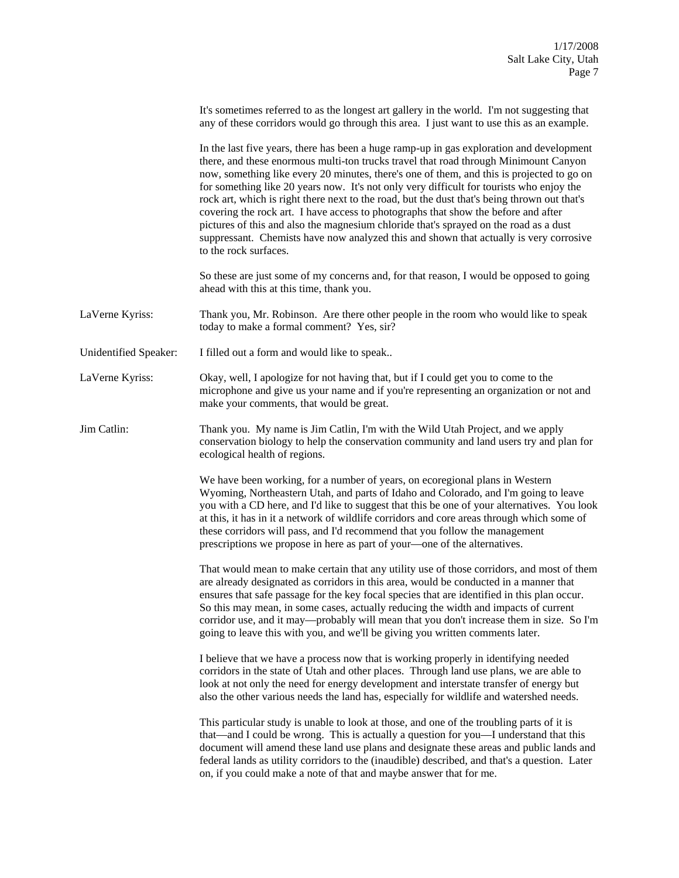It's sometimes referred to as the longest art gallery in the world. I'm not suggesting that any of these corridors would go through this area. I just want to use this as an example.

In the last five years, there has been a huge ramp-up in gas exploration and development there, and these enormous multi-ton trucks travel that road through Minimount Canyon now, something like every 20 minutes, there's one of them, and this is projected to go on for something like 20 years now. It's not only very difficult for tourists who enjoy the rock art, which is right there next to the road, but the dust that's being thrown out that's covering the rock art. I have access to photographs that show the before and after pictures of this and also the magnesium chloride that's sprayed on the road as a dust suppressant. Chemists have now analyzed this and shown that actually is very corrosive to the rock surfaces.

So these are just some of my concerns and, for that reason, I would be opposed to going ahead with this at this time, thank you.

LaVerne Kyriss: Thank you, Mr. Robinson. Are there other people in the room who would like to speak today to make a formal comment? Yes, sir?

Unidentified Speaker: I filled out a form and would like to speak..

LaVerne Kyriss: Okay, well, I apologize for not having that, but if I could get you to come to the microphone and give us your name and if you're representing an organization or not and make your comments, that would be great.

Jim Catlin: Thank you. My name is Jim Catlin, I'm with the Wild Utah Project, and we apply conservation biology to help the conservation community and land users try and plan for ecological health of regions.

We have been working, for a number of years, on ecoregional plans in Western Wyoming, Northeastern Utah, and parts of Idaho and Colorado, and I'm going to leave you with a CD here, and I'd like to suggest that this be one of your alternatives. You look at this, it has in it a network of wildlife corridors and core areas through which some of these corridors will pass, and I'd recommend that you follow the management prescriptions we propose in here as part of your—one of the alternatives.

That would mean to make certain that any utility use of those corridors, and most of them are already designated as corridors in this area, would be conducted in a manner that ensures that safe passage for the key focal species that are identified in this plan occur. So this may mean, in some cases, actually reducing the width and impacts of current corridor use, and it may—probably will mean that you don't increase them in size. So I'm going to leave this with you, and we'll be giving you written comments later.

I believe that we have a process now that is working properly in identifying needed corridors in the state of Utah and other places. Through land use plans, we are able to look at not only the need for energy development and interstate transfer of energy but also the other various needs the land has, especially for wildlife and watershed needs.

This particular study is unable to look at those, and one of the troubling parts of it is that—and I could be wrong. This is actually a question for you—I understand that this document will amend these land use plans and designate these areas and public lands and federal lands as utility corridors to the (inaudible) described, and that's a question. Later on, if you could make a note of that and maybe answer that for me.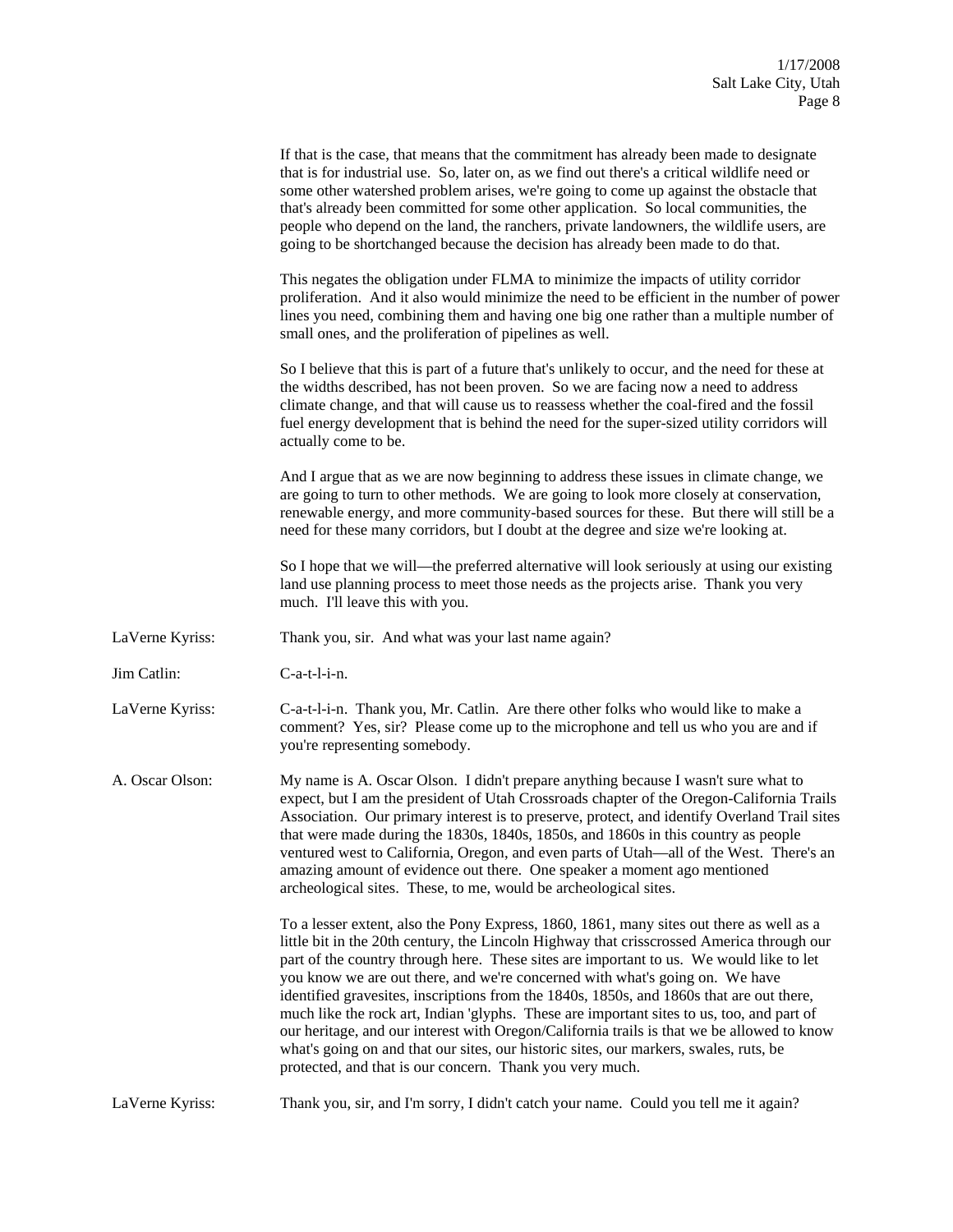If that is the case, that means that the commitment has already been made to designate that is for industrial use. So, later on, as we find out there's a critical wildlife need or some other watershed problem arises, we're going to come up against the obstacle that that's already been committed for some other application. So local communities, the people who depend on the land, the ranchers, private landowners, the wildlife users, are going to be shortchanged because the decision has already been made to do that.

This negates the obligation under FLMA to minimize the impacts of utility corridor proliferation. And it also would minimize the need to be efficient in the number of power lines you need, combining them and having one big one rather than a multiple number of small ones, and the proliferation of pipelines as well.

So I believe that this is part of a future that's unlikely to occur, and the need for these at the widths described, has not been proven. So we are facing now a need to address climate change, and that will cause us to reassess whether the coal-fired and the fossil fuel energy development that is behind the need for the super-sized utility corridors will actually come to be.

And I argue that as we are now beginning to address these issues in climate change, we are going to turn to other methods. We are going to look more closely at conservation, renewable energy, and more community-based sources for these. But there will still be a need for these many corridors, but I doubt at the degree and size we're looking at.

So I hope that we will—the preferred alternative will look seriously at using our existing land use planning process to meet those needs as the projects arise. Thank you very much. I'll leave this with you.

LaVerne Kyriss: Thank you, sir. And what was your last name again?

Jim Catlin: C-a-t-l-i-n.

LaVerne Kyriss: C-a-t-l-i-n. Thank you, Mr. Catlin. Are there other folks who would like to make a comment? Yes, sir? Please come up to the microphone and tell us who you are and if you're representing somebody.

A. Oscar Olson: My name is A. Oscar Olson. I didn't prepare anything because I wasn't sure what to expect, but I am the president of Utah Crossroads chapter of the Oregon-California Trails Association. Our primary interest is to preserve, protect, and identify Overland Trail sites that were made during the 1830s, 1840s, 1850s, and 1860s in this country as people ventured west to California, Oregon, and even parts of Utah—all of the West. There's an amazing amount of evidence out there. One speaker a moment ago mentioned archeological sites. These, to me, would be archeological sites.

To a lesser extent, also the Pony Express, 1860, 1861, many sites out there as well as a little bit in the 20th century, the Lincoln Highway that crisscrossed America through our part of the country through here. These sites are important to us. We would like to let you know we are out there, and we're concerned with what's going on. We have identified gravesites, inscriptions from the 1840s, 1850s, and 1860s that are out there, much like the rock art, Indian 'glyphs. These are important sites to us, too, and part of our heritage, and our interest with Oregon/California trails is that we be allowed to know what's going on and that our sites, our historic sites, our markers, swales, ruts, be protected, and that is our concern. Thank you very much.

LaVerne Kyriss: Thank you, sir, and I'm sorry, I didn't catch your name. Could you tell me it again?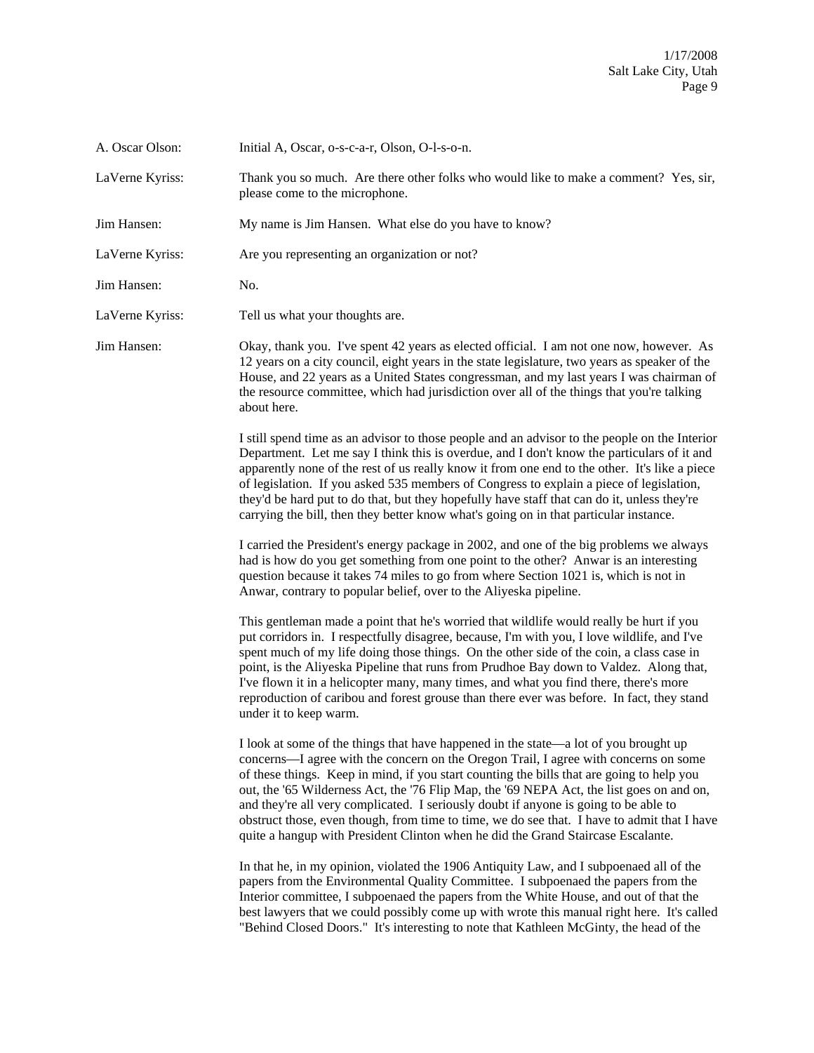A. Oscar Olson: Initial A, Oscar, o-s-c-a-r, Olson, O-l-s-o-n.

LaVerne Kyriss: Thank you so much. Are there other folks who would like to make a comment? Yes, sir, please come to the microphone.

Jim Hansen: My name is Jim Hansen. What else do you have to know?

LaVerne Kyriss: Are you representing an organization or not?

Jim Hansen: No.

LaVerne Kyriss: Tell us what your thoughts are.

Jim Hansen: Okay, thank you. I've spent 42 years as elected official. I am not one now, however. As 12 years on a city council, eight years in the state legislature, two years as speaker of the House, and 22 years as a United States congressman, and my last years I was chairman of the resource committee, which had jurisdiction over all of the things that you're talking about here.

I still spend time as an advisor to those people and an advisor to the people on the Interior Department. Let me say I think this is overdue, and I don't know the particulars of it and apparently none of the rest of us really know it from one end to the other. It's like a piece of legislation. If you asked 535 members of Congress to explain a piece of legislation, they'd be hard put to do that, but they hopefully have staff that can do it, unless they're carrying the bill, then they better know what's going on in that particular instance.

I carried the President's energy package in 2002, and one of the big problems we always had is how do you get something from one point to the other? Anwar is an interesting question because it takes 74 miles to go from where Section 1021 is, which is not in Anwar, contrary to popular belief, over to the Aliyeska pipeline.

This gentleman made a point that he's worried that wildlife would really be hurt if you put corridors in. I respectfully disagree, because, I'm with you, I love wildlife, and I've spent much of my life doing those things. On the other side of the coin, a class case in point, is the Aliyeska Pipeline that runs from Prudhoe Bay down to Valdez. Along that, I've flown it in a helicopter many, many times, and what you find there, there's more reproduction of caribou and forest grouse than there ever was before. In fact, they stand under it to keep warm.

I look at some of the things that have happened in the state—a lot of you brought up concerns—I agree with the concern on the Oregon Trail, I agree with concerns on some of these things. Keep in mind, if you start counting the bills that are going to help you out, the '65 Wilderness Act, the '76 Flip Map, the '69 NEPA Act, the list goes on and on, and they're all very complicated. I seriously doubt if anyone is going to be able to obstruct those, even though, from time to time, we do see that. I have to admit that I have quite a hangup with President Clinton when he did the Grand Staircase Escalante.

In that he, in my opinion, violated the 1906 Antiquity Law, and I subpoenaed all of the papers from the Environmental Quality Committee. I subpoenaed the papers from the Interior committee, I subpoenaed the papers from the White House, and out of that the best lawyers that we could possibly come up with wrote this manual right here. It's called "Behind Closed Doors." It's interesting to note that Kathleen McGinty, the head of the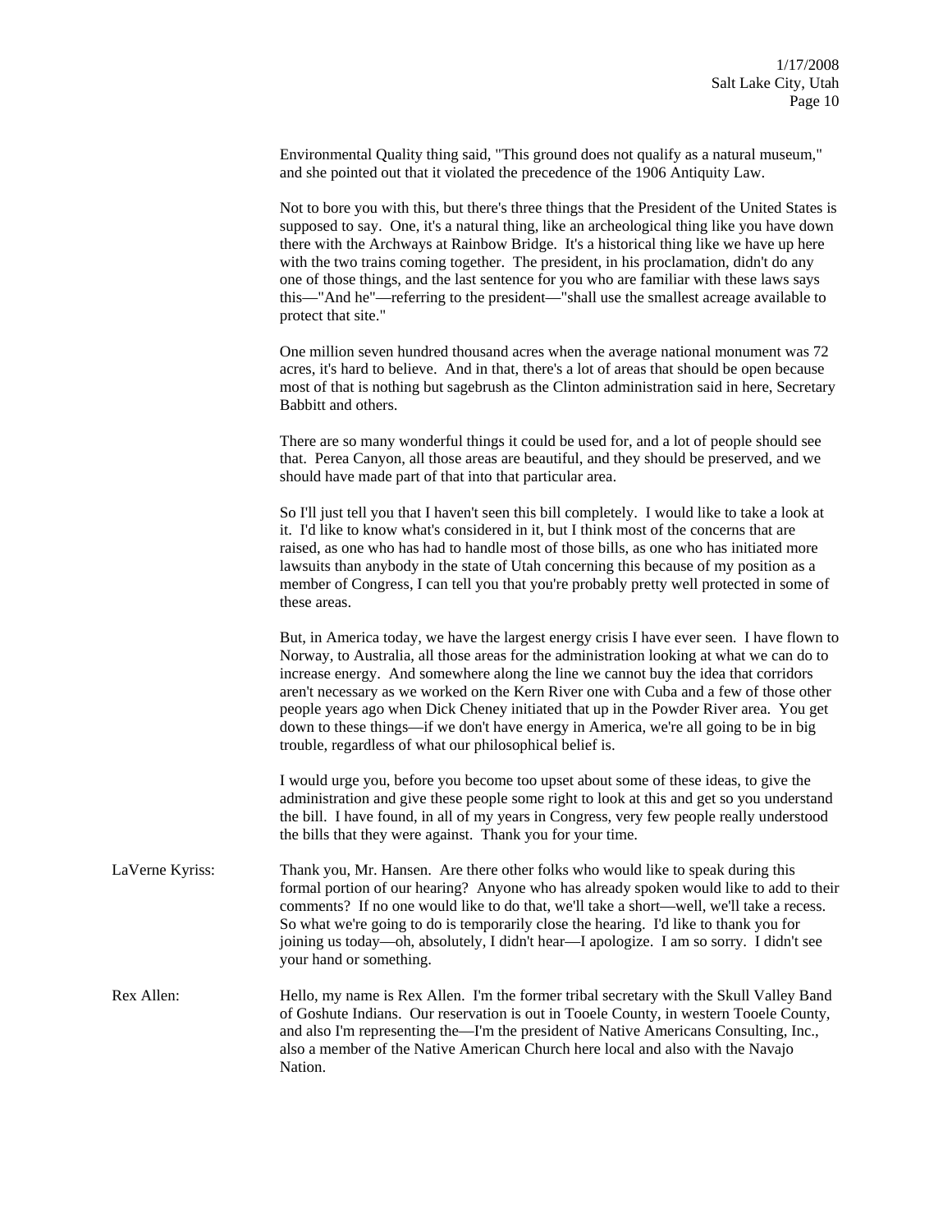Environmental Quality thing said, "This ground does not qualify as a natural museum," and she pointed out that it violated the precedence of the 1906 Antiquity Law.

Not to bore you with this, but there's three things that the President of the United States is supposed to say. One, it's a natural thing, like an archeological thing like you have down there with the Archways at Rainbow Bridge. It's a historical thing like we have up here with the two trains coming together. The president, in his proclamation, didn't do any one of those things, and the last sentence for you who are familiar with these laws says this—"And he"—referring to the president—"shall use the smallest acreage available to protect that site."

One million seven hundred thousand acres when the average national monument was 72 acres, it's hard to believe. And in that, there's a lot of areas that should be open because most of that is nothing but sagebrush as the Clinton administration said in here, Secretary Babbitt and others.

There are so many wonderful things it could be used for, and a lot of people should see that. Perea Canyon, all those areas are beautiful, and they should be preserved, and we should have made part of that into that particular area.

So I'll just tell you that I haven't seen this bill completely. I would like to take a look at it. I'd like to know what's considered in it, but I think most of the concerns that are raised, as one who has had to handle most of those bills, as one who has initiated more lawsuits than anybody in the state of Utah concerning this because of my position as a member of Congress, I can tell you that you're probably pretty well protected in some of these areas.

But, in America today, we have the largest energy crisis I have ever seen. I have flown to Norway, to Australia, all those areas for the administration looking at what we can do to increase energy. And somewhere along the line we cannot buy the idea that corridors aren't necessary as we worked on the Kern River one with Cuba and a few of those other people years ago when Dick Cheney initiated that up in the Powder River area. You get down to these things—if we don't have energy in America, we're all going to be in big trouble, regardless of what our philosophical belief is.

I would urge you, before you become too upset about some of these ideas, to give the administration and give these people some right to look at this and get so you understand the bill. I have found, in all of my years in Congress, very few people really understood the bills that they were against. Thank you for your time.

LaVerne Kyriss: Thank you, Mr. Hansen. Are there other folks who would like to speak during this formal portion of our hearing? Anyone who has already spoken would like to add to their comments? If no one would like to do that, we'll take a short—well, we'll take a recess. So what we're going to do is temporarily close the hearing. I'd like to thank you for joining us today—oh, absolutely, I didn't hear—I apologize. I am so sorry. I didn't see your hand or something.

Rex Allen: Hello, my name is Rex Allen. I'm the former tribal secretary with the Skull Valley Band of Goshute Indians. Our reservation is out in Tooele County, in western Tooele County, and also I'm representing the—I'm the president of Native Americans Consulting, Inc., also a member of the Native American Church here local and also with the Navajo Nation.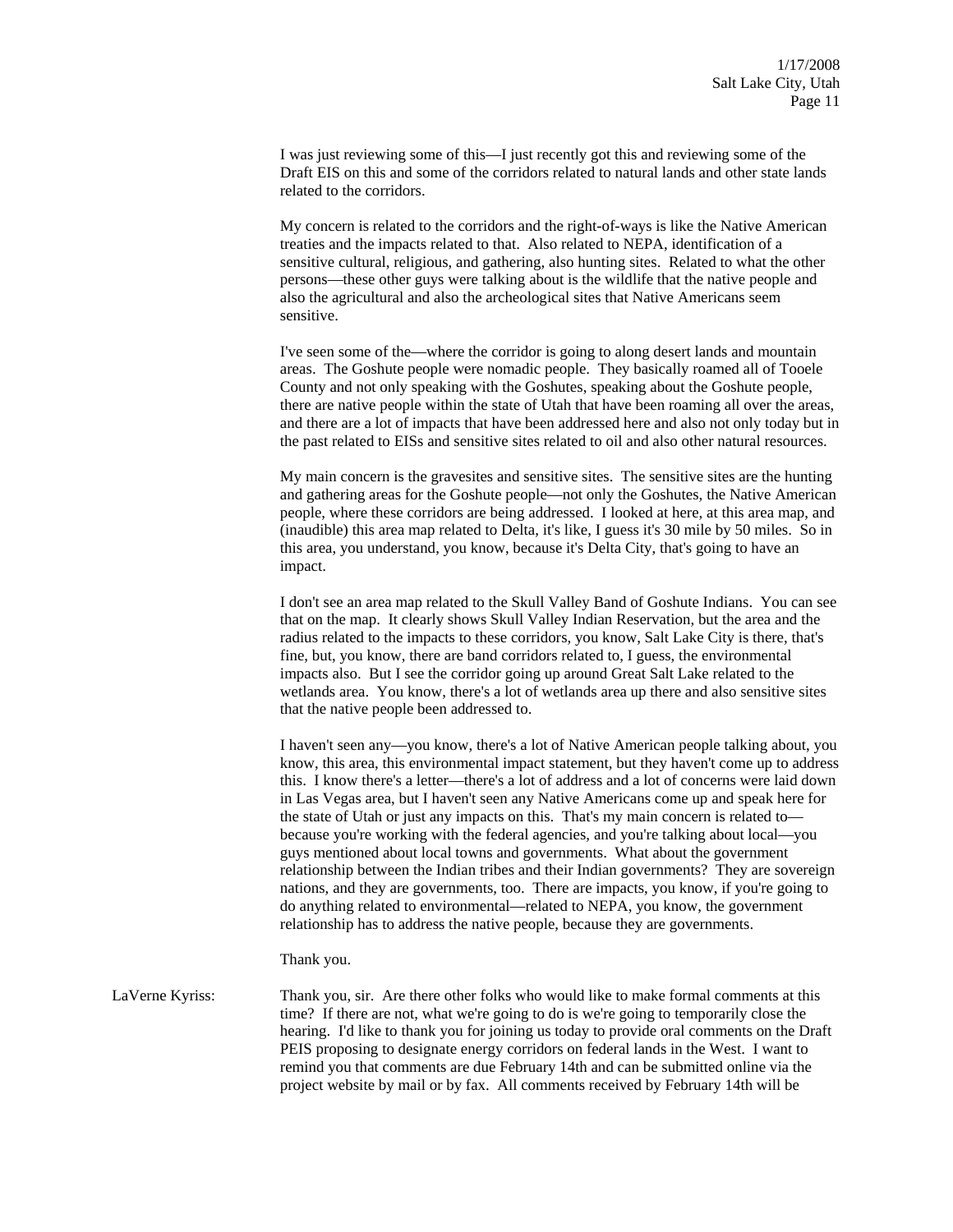I was just reviewing some of this—I just recently got this and reviewing some of the Draft EIS on this and some of the corridors related to natural lands and other state lands related to the corridors.

My concern is related to the corridors and the right-of-ways is like the Native American treaties and the impacts related to that. Also related to NEPA, identification of a sensitive cultural, religious, and gathering, also hunting sites. Related to what the other persons—these other guys were talking about is the wildlife that the native people and also the agricultural and also the archeological sites that Native Americans seem sensitive.

I've seen some of the—where the corridor is going to along desert lands and mountain areas. The Goshute people were nomadic people. They basically roamed all of Tooele County and not only speaking with the Goshutes, speaking about the Goshute people, there are native people within the state of Utah that have been roaming all over the areas, and there are a lot of impacts that have been addressed here and also not only today but in the past related to EISs and sensitive sites related to oil and also other natural resources.

My main concern is the gravesites and sensitive sites. The sensitive sites are the hunting and gathering areas for the Goshute people—not only the Goshutes, the Native American people, where these corridors are being addressed. I looked at here, at this area map, and (inaudible) this area map related to Delta, it's like, I guess it's 30 mile by 50 miles. So in this area, you understand, you know, because it's Delta City, that's going to have an impact.

I don't see an area map related to the Skull Valley Band of Goshute Indians. You can see that on the map. It clearly shows Skull Valley Indian Reservation, but the area and the radius related to the impacts to these corridors, you know, Salt Lake City is there, that's fine, but, you know, there are band corridors related to, I guess, the environmental impacts also. But I see the corridor going up around Great Salt Lake related to the wetlands area. You know, there's a lot of wetlands area up there and also sensitive sites that the native people been addressed to.

I haven't seen any—you know, there's a lot of Native American people talking about, you know, this area, this environmental impact statement, but they haven't come up to address this. I know there's a letter—there's a lot of address and a lot of concerns were laid down in Las Vegas area, but I haven't seen any Native Americans come up and speak here for the state of Utah or just any impacts on this. That's my main concern is related to—because you're working with the federal agencies, and you're talking about local—you guys mentioned about local towns and governments. What about the government relationship between the Indian tribes and their Indian governments? They are sovereign nations, and they are governments, too. There are impacts, you know, if you're going to do anything related to environmental—related to NEPA, you know, the government relationship has to address the native people, because they are governments.

Thank you.

LaVerne Kyriss: Thank you, sir. Are there other folks who would like to make formal comments at this time? If there are not, what we're going to do is we're going to temporarily close the hearing. I'd like to thank you for joining us today to provide oral comments on the Draft PEIS proposing to designate energy corridors on federal lands in the West. I want to remind you that comments are due February 14th and can be submitted online via the project website by mail or by fax. All comments received by February 14th will be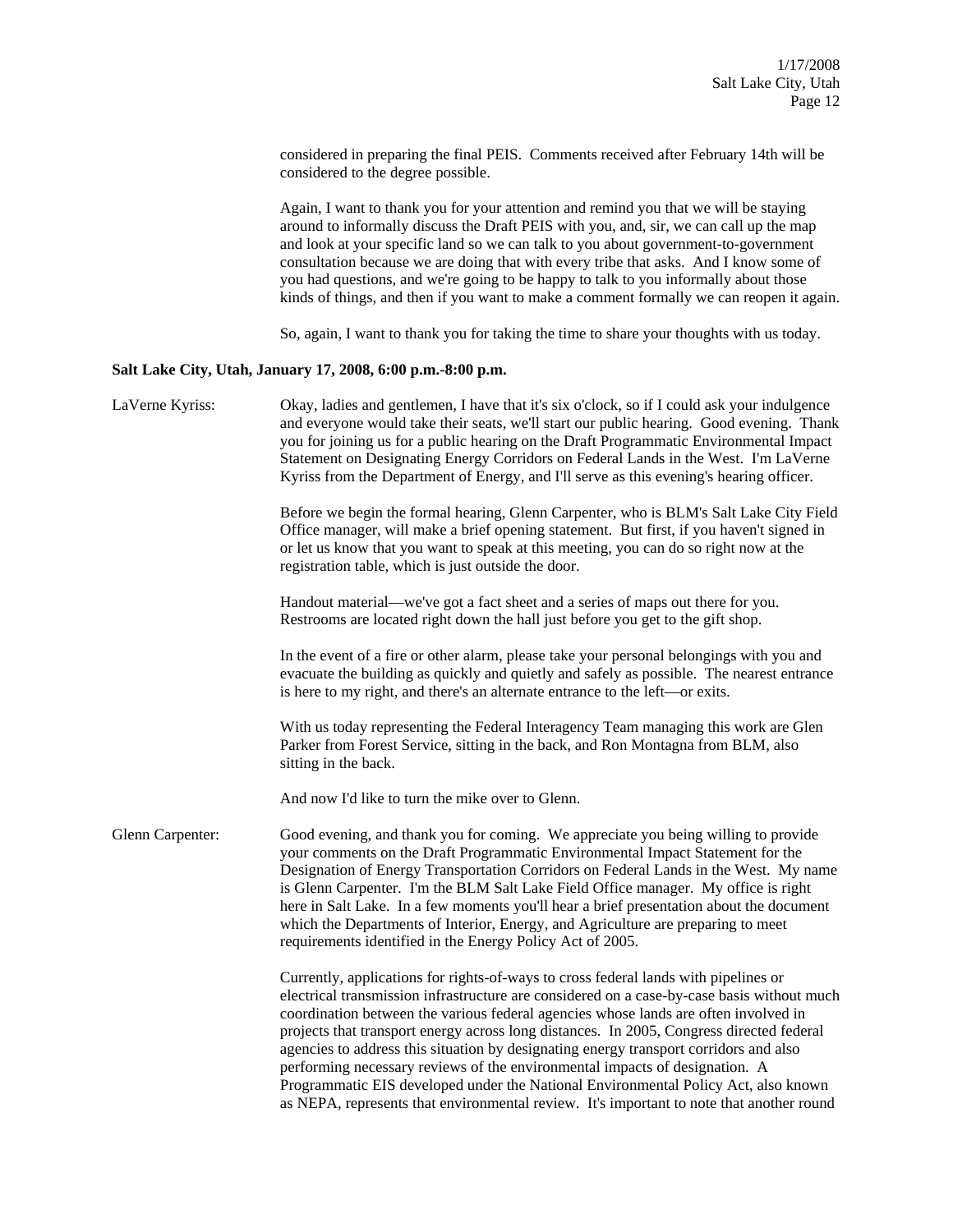considered in preparing the final PEIS. Comments received after February 14th will be considered to the degree possible.

Again, I want to thank you for your attention and remind you that we will be staying around to informally discuss the Draft PEIS with you, and, sir, we can call up the map and look at your specific land so we can talk to you about government-to-government consultation because we are doing that with every tribe that asks. And I know some of you had questions, and we're going to be happy to talk to you informally about those kinds of things, and then if you want to make a comment formally we can reopen it again.

So, again, I want to thank you for taking the time to share your thoughts with us today.

**Salt Lake City, Utah, January 17, 2008, 6:00 p.m.-8:00 p.m.**

LaVerne Kyriss: Okay, ladies and gentlemen, I have that it's six o'clock, so if I could ask your indulgence and everyone would take their seats, we'll start our public hearing. Good evening. Thank you for joining us for a public hearing on the Draft Programmatic Environmental Impact Statement on Designating Energy Corridors on Federal Lands in the West. I'm LaVerne Kyriss from the Department of Energy, and I'll serve as this evening's hearing officer.

Before we begin the formal hearing, Glenn Carpenter, who is BLM's Salt Lake City Field Office manager, will make a brief opening statement. But first, if you haven't signed in or let us know that you want to speak at this meeting, you can do so right now at the registration table, which is just outside the door.

Handout material—we've got a fact sheet and a series of maps out there for you. Restrooms are located right down the hall just before you get to the gift shop.

In the event of a fire or other alarm, please take your personal belongings with you and evacuate the building as quickly and quietly and safely as possible. The nearest entrance is here to my right, and there's an alternate entrance to the left—or exits.

With us today representing the Federal Interagency Team managing this work are Glen Parker from Forest Service, sitting in the back, and Ron Montagna from BLM, also sitting in the back.

And now I'd like to turn the mike over to Glenn.

Glenn Carpenter: Good evening, and thank you for coming. We appreciate you being willing to provide your comments on the Draft Programmatic Environmental Impact Statement for the Designation of Energy Transportation Corridors on Federal Lands in the West. My name is Glenn Carpenter. I'm the BLM Salt Lake Field Office manager. My office is right here in Salt Lake. In a few moments you'll hear a brief presentation about the document which the Departments of Interior, Energy, and Agriculture are preparing to meet requirements identified in the Energy Policy Act of 2005.

Currently, applications for rights-of-ways to cross federal lands with pipelines or electrical transmission infrastructure are considered on a case-by-case basis without much coordination between the various federal agencies whose lands are often involved in projects that transport energy across long distances. In 2005, Congress directed federal agencies to address this situation by designating energy transport corridors and also performing necessary reviews of the environmental impacts of designation. A Programmatic EIS developed under the National Environmental Policy Act, also known as NEPA, represents that environmental review. It's important to note that another round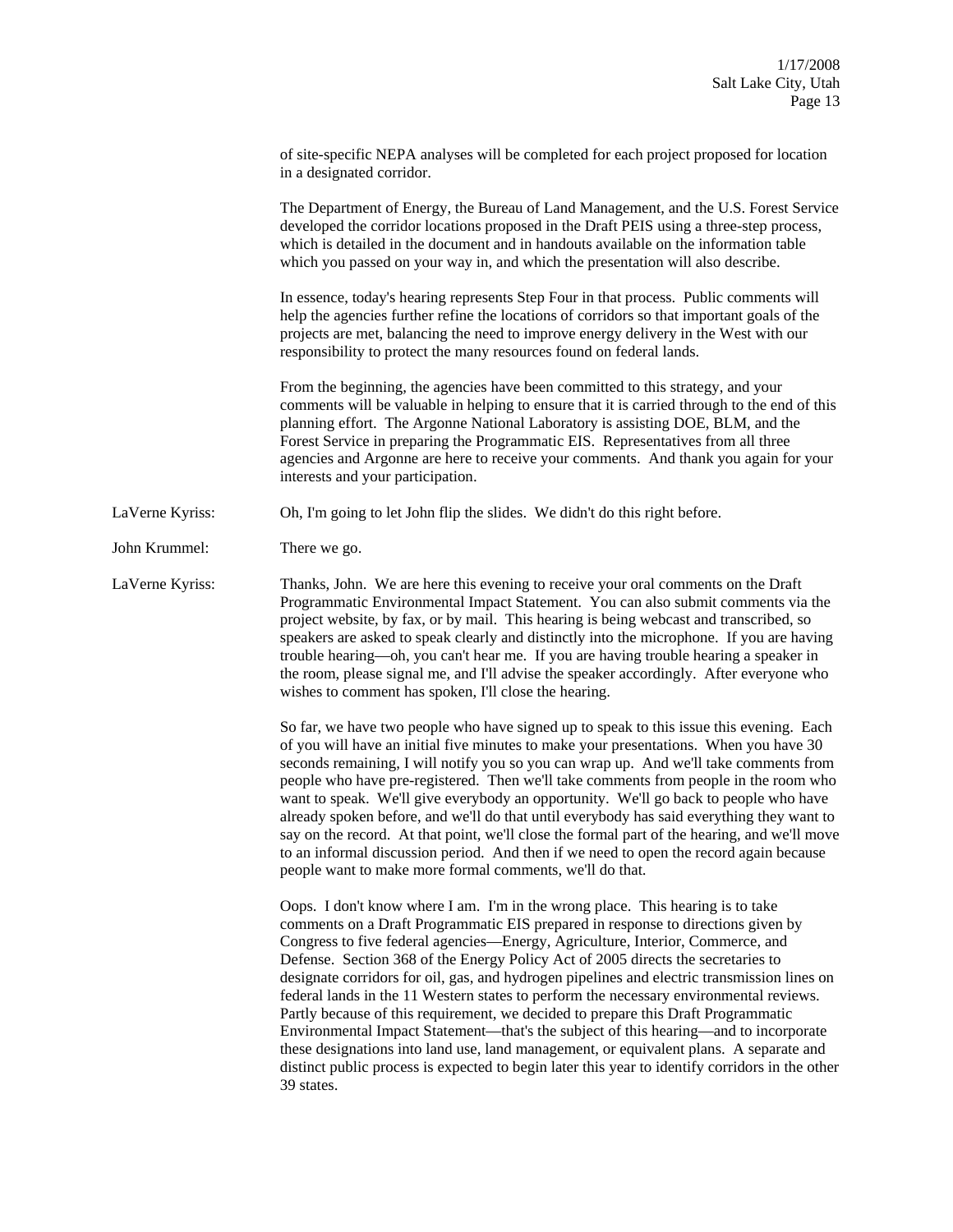of site-specific NEPA analyses will be completed for each project proposed for location in a designated corridor.

The Department of Energy, the Bureau of Land Management, and the U.S. Forest Service developed the corridor locations proposed in the Draft PEIS using a three-step process, which is detailed in the document and in handouts available on the information table which you passed on your way in, and which the presentation will also describe.

In essence, today's hearing represents Step Four in that process. Public comments will help the agencies further refine the locations of corridors so that important goals of the projects are met, balancing the need to improve energy delivery in the West with our responsibility to protect the many resources found on federal lands.

From the beginning, the agencies have been committed to this strategy, and your comments will be valuable in helping to ensure that it is carried through to the end of this planning effort. The Argonne National Laboratory is assisting DOE, BLM, and the Forest Service in preparing the Programmatic EIS. Representatives from all three agencies and Argonne are here to receive your comments. And thank you again for your interests and your participation.

LaVerne Kyriss: Oh, I'm going to let John flip the slides. We didn't do this right before.

John Krummel: There we go.

LaVerne Kyriss: Thanks, John. We are here this evening to receive your oral comments on the Draft Programmatic Environmental Impact Statement. You can also submit comments via the project website, by fax, or by mail. This hearing is being webcast and transcribed, so speakers are asked to speak clearly and distinctly into the microphone. If you are having trouble hearing—oh, you can't hear me. If you are having trouble hearing a speaker in the room, please signal me, and I'll advise the speaker accordingly. After everyone who wishes to comment has spoken, I'll close the hearing.

So far, we have two people who have signed up to speak to this issue this evening. Each of you will have an initial five minutes to make your presentations. When you have 30 seconds remaining, I will notify you so you can wrap up. And we'll take comments from people who have pre-registered. Then we'll take comments from people in the room who want to speak. We'll give everybody an opportunity. We'll go back to people who have already spoken before, and we'll do that until everybody has said everything they want to say on the record. At that point, we'll close the formal part of the hearing, and we'll move to an informal discussion period. And then if we need to open the record again because people want to make more formal comments, we'll do that.

Oops. I don't know where I am. I'm in the wrong place. This hearing is to take comments on a Draft Programmatic EIS prepared in response to directions given by Congress to five federal agencies—Energy, Agriculture, Interior, Commerce, and Defense. Section 368 of the Energy Policy Act of 2005 directs the secretaries to designate corridors for oil, gas, and hydrogen pipelines and electric transmission lines on federal lands in the 11 Western states to perform the necessary environmental reviews. Partly because of this requirement, we decided to prepare this Draft Programmatic Environmental Impact Statement—that's the subject of this hearing—and to incorporate these designations into land use, land management, or equivalent plans. A separate and distinct public process is expected to begin later this year to identify corridors in the other 39 states.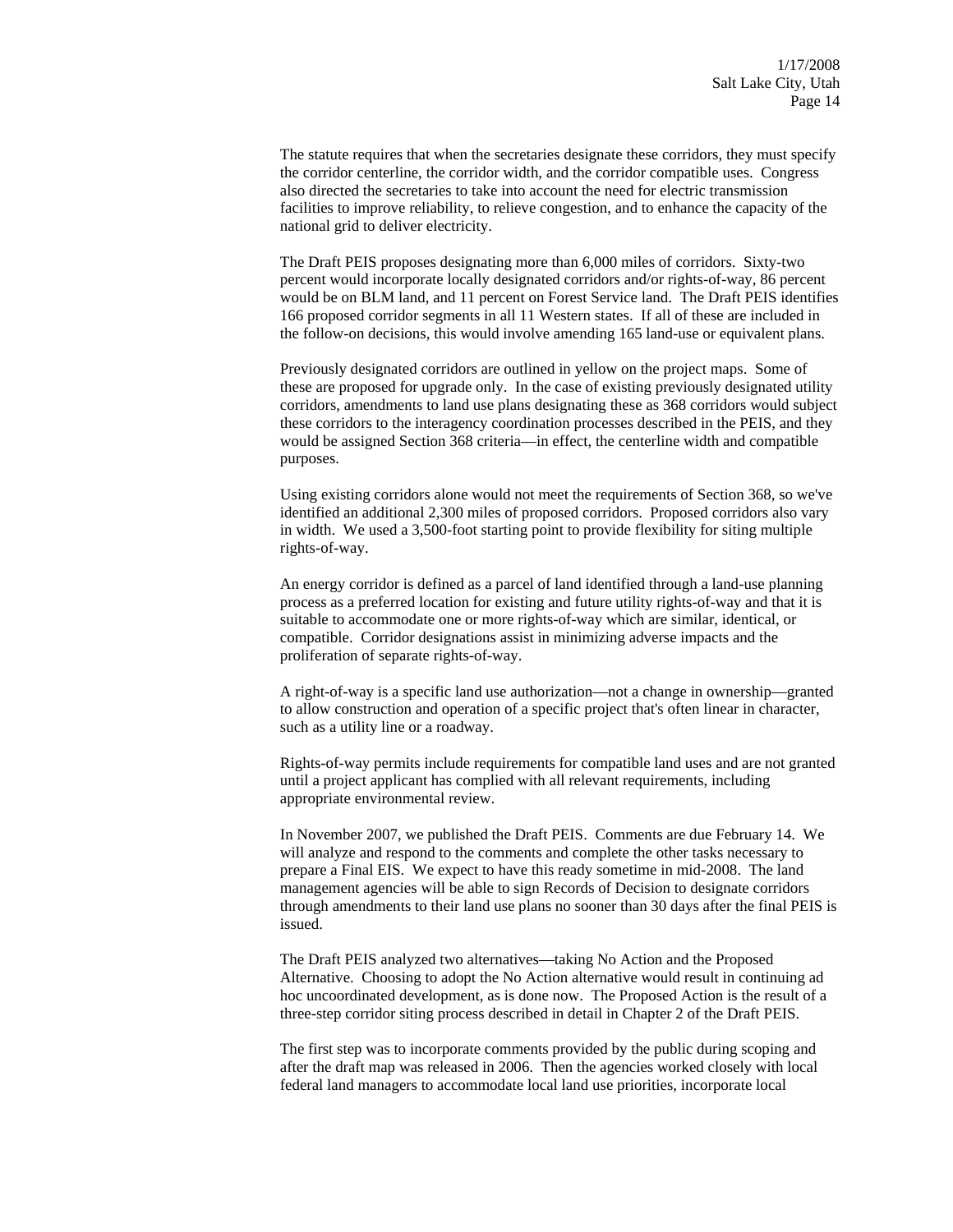The statute requires that when the secretaries designate these corridors, they must specify the corridor centerline, the corridor width, and the corridor compatible uses. Congress also directed the secretaries to take into account the need for electric transmission facilities to improve reliability, to relieve congestion, and to enhance the capacity of the national grid to deliver electricity.

The Draft PEIS proposes designating more than 6,000 miles of corridors. Sixty-two percent would incorporate locally designated corridors and/or rights-of-way, 86 percent would be on BLM land, and 11 percent on Forest Service land. The Draft PEIS identifies 166 proposed corridor segments in all 11 Western states. If all of these are included in the follow-on decisions, this would involve amending 165 land-use or equivalent plans.

Previously designated corridors are outlined in yellow on the project maps. Some of these are proposed for upgrade only. In the case of existing previously designated utility corridors, amendments to land use plans designating these as 368 corridors would subject these corridors to the interagency coordination processes described in the PEIS, and they would be assigned Section 368 criteria—in effect, the centerline width and compatible purposes.

Using existing corridors alone would not meet the requirements of Section 368, so we've identified an additional 2,300 miles of proposed corridors. Proposed corridors also vary in width. We used a 3,500-foot starting point to provide flexibility for siting multiple rights-of-way.

An energy corridor is defined as a parcel of land identified through a land-use planning process as a preferred location for existing and future utility rights-of-way and that it is suitable to accommodate one or more rights-of-way which are similar, identical, or compatible. Corridor designations assist in minimizing adverse impacts and the proliferation of separate rights-of-way.

A right-of-way is a specific land use authorization—not a change in ownership—granted to allow construction and operation of a specific project that's often linear in character, such as a utility line or a roadway.

Rights-of-way permits include requirements for compatible land uses and are not granted until a project applicant has complied with all relevant requirements, including appropriate environmental review.

In November 2007, we published the Draft PEIS. Comments are due February 14. We will analyze and respond to the comments and complete the other tasks necessary to prepare a Final EIS. We expect to have this ready sometime in mid-2008. The land management agencies will be able to sign Records of Decision to designate corridors through amendments to their land use plans no sooner than 30 days after the final PEIS is issued.

The Draft PEIS analyzed two alternatives—taking No Action and the Proposed Alternative. Choosing to adopt the No Action alternative would result in continuing ad hoc uncoordinated development, as is done now. The Proposed Action is the result of a three-step corridor siting process described in detail in Chapter 2 of the Draft PEIS.

The first step was to incorporate comments provided by the public during scoping and after the draft map was released in 2006. Then the agencies worked closely with local federal land managers to accommodate local land use priorities, incorporate local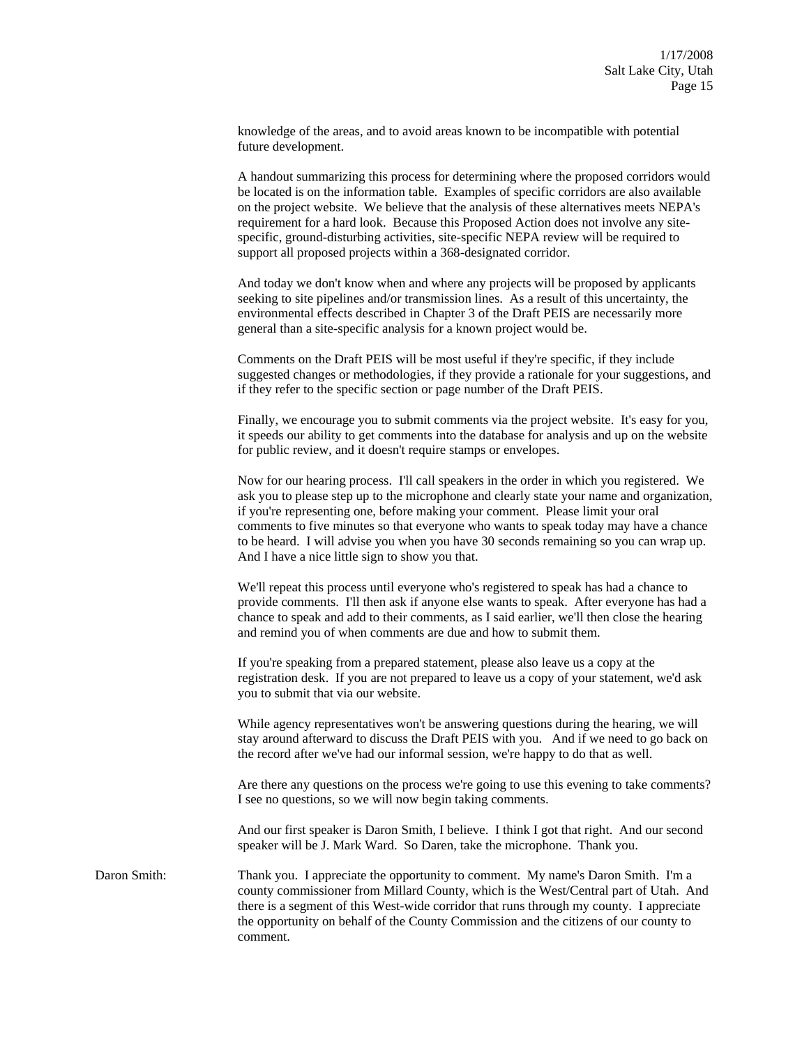knowledge of the areas, and to avoid areas known to be incompatible with potential future development.

A handout summarizing this process for determining where the proposed corridors would be located is on the information table. Examples of specific corridors are also available on the project website. We believe that the analysis of these alternatives meets NEPA's requirement for a hard look. Because this Proposed Action does not involve any site-specific, ground-disturbing activities, site-specific NEPA review will be required to support all proposed projects within a 368-designated corridor.

And today we don't know when and where any projects will be proposed by applicants seeking to site pipelines and/or transmission lines. As a result of this uncertainty, the environmental effects described in Chapter 3 of the Draft PEIS are necessarily more general than a site-specific analysis for a known project would be.

Comments on the Draft PEIS will be most useful if they're specific, if they include suggested changes or methodologies, if they provide a rationale for your suggestions, and if they refer to the specific section or page number of the Draft PEIS.

Finally, we encourage you to submit comments via the project website. It's easy for you, it speeds our ability to get comments into the database for analysis and up on the website for public review, and it doesn't require stamps or envelopes.

Now for our hearing process. I'll call speakers in the order in which you registered. We ask you to please step up to the microphone and clearly state your name and organization, if you're representing one, before making your comment. Please limit your oral comments to five minutes so that everyone who wants to speak today may have a chance to be heard. I will advise you when you have 30 seconds remaining so you can wrap up. And I have a nice little sign to show you that.

We'll repeat this process until everyone who's registered to speak has had a chance to provide comments. I'll then ask if anyone else wants to speak. After everyone has had a chance to speak and add to their comments, as I said earlier, we'll then close the hearing and remind you of when comments are due and how to submit them.

If you're speaking from a prepared statement, please also leave us a copy at the registration desk. If you are not prepared to leave us a copy of your statement, we'd ask you to submit that via our website.

While agency representatives won't be answering questions during the hearing, we will stay around afterward to discuss the Draft PEIS with you. And if we need to go back on the record after we've had our informal session, we're happy to do that as well.

Are there any questions on the process we're going to use this evening to take comments? I see no questions, so we will now begin taking comments.

And our first speaker is Daron Smith, I believe. I think I got that right. And our second speaker will be J. Mark Ward. So Daren, take the microphone. Thank you.

Daron Smith: Thank you. I appreciate the opportunity to comment. My name's Daron Smith. I'm a county commissioner from Millard County, which is the West/Central part of Utah. And there is a segment of this West-wide corridor that runs through my county. I appreciate the opportunity on behalf of the County Commission and the citizens of our county to comment.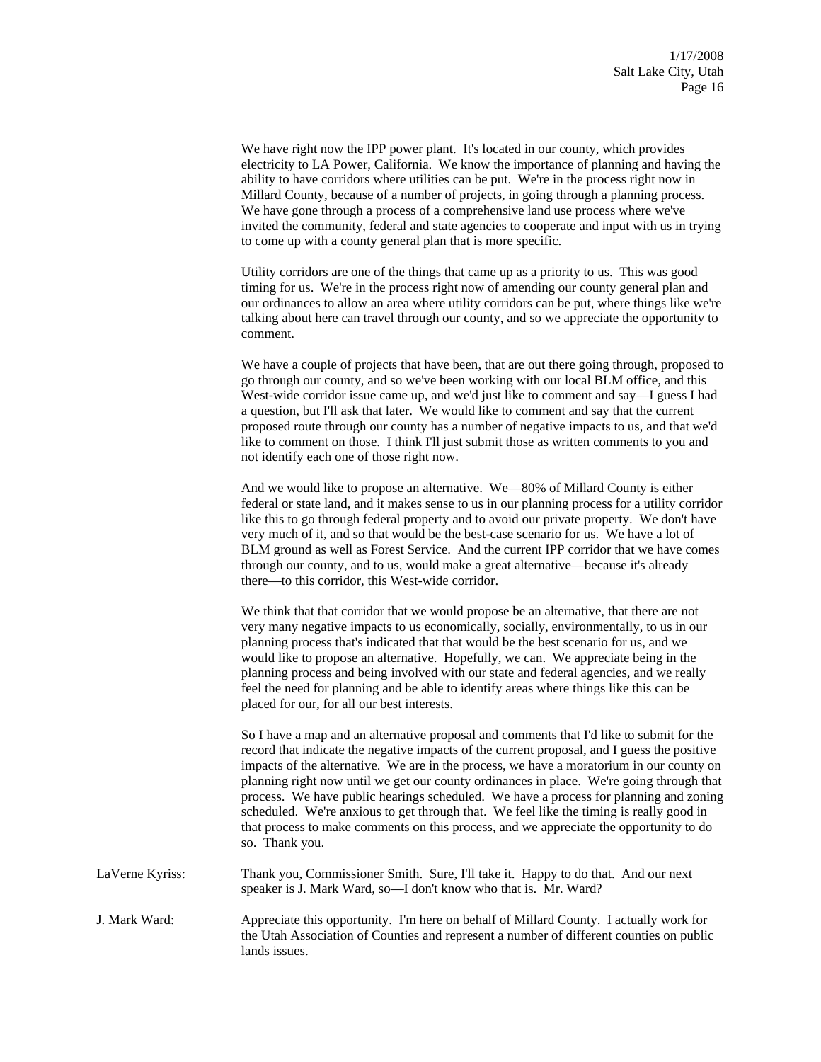We have right now the IPP power plant. It's located in our county, which provides electricity to LA Power, California. We know the importance of planning and having the ability to have corridors where utilities can be put. We're in the process right now in Millard County, because of a number of projects, in going through a planning process. We have gone through a process of a comprehensive land use process where we've invited the community, federal and state agencies to cooperate and input with us in trying to come up with a county general plan that is more specific.

Utility corridors are one of the things that came up as a priority to us. This was good timing for us. We're in the process right now of amending our county general plan and our ordinances to allow an area where utility corridors can be put, where things like we're talking about here can travel through our county, and so we appreciate the opportunity to comment.

We have a couple of projects that have been, that are out there going through, proposed to go through our county, and so we've been working with our local BLM office, and this West-wide corridor issue came up, and we'd just like to comment and say—I guess I had a question, but I'll ask that later. We would like to comment and say that the current proposed route through our county has a number of negative impacts to us, and that we'd like to comment on those. I think I'll just submit those as written comments to you and not identify each one of those right now.

And we would like to propose an alternative. We—80% of Millard County is either federal or state land, and it makes sense to us in our planning process for a utility corridor like this to go through federal property and to avoid our private property. We don't have very much of it, and so that would be the best-case scenario for us. We have a lot of BLM ground as well as Forest Service. And the current IPP corridor that we have comes through our county, and to us, would make a great alternative—because it's already there—to this corridor, this West-wide corridor.

We think that that corridor that we would propose be an alternative, that there are not very many negative impacts to us economically, socially, environmentally, to us in our planning process that's indicated that that would be the best scenario for us, and we would like to propose an alternative. Hopefully, we can. We appreciate being in the planning process and being involved with our state and federal agencies, and we really feel the need for planning and be able to identify areas where things like this can be placed for our, for all our best interests.

So I have a map and an alternative proposal and comments that I'd like to submit for the record that indicate the negative impacts of the current proposal, and I guess the positive impacts of the alternative. We are in the process, we have a moratorium in our county on planning right now until we get our county ordinances in place. We're going through that process. We have public hearings scheduled. We have a process for planning and zoning scheduled. We're anxious to get through that. We feel like the timing is really good in that process to make comments on this process, and we appreciate the opportunity to do so. Thank you.

LaVerne Kyriss: Thank you, Commissioner Smith. Sure, I'll take it. Happy to do that. And our next speaker is J. Mark Ward, so—I don't know who that is. Mr. Ward?

J. Mark Ward: Appreciate this opportunity. I'm here on behalf of Millard County. I actually work for the Utah Association of Counties and represent a number of different counties on public lands issues.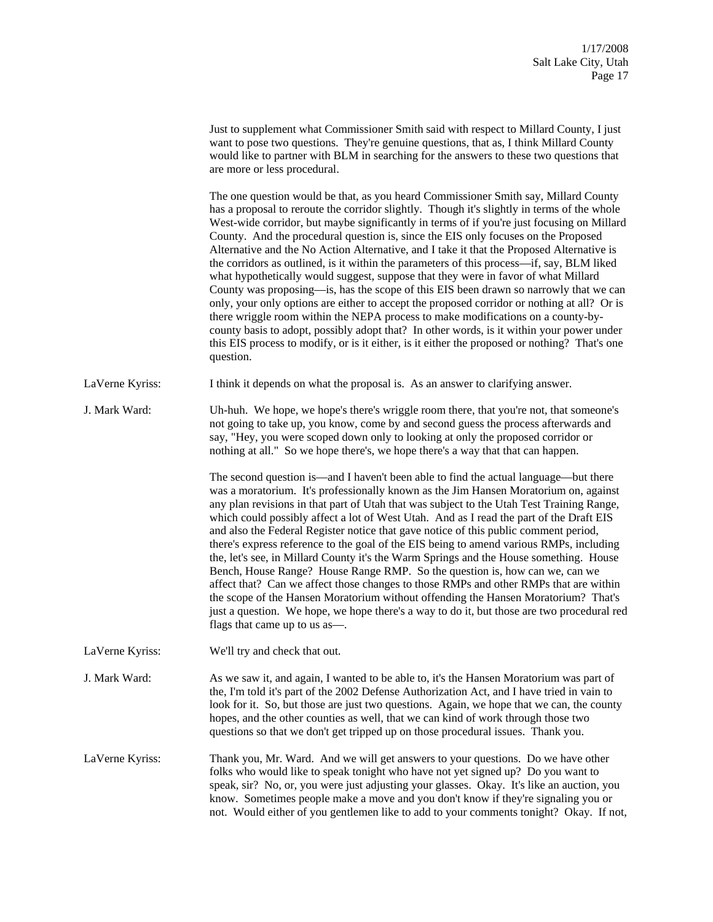Just to supplement what Commissioner Smith said with respect to Millard County, I just want to pose two questions. They're genuine questions, that as, I think Millard County would like to partner with BLM in searching for the answers to these two questions that are more or less procedural.

The one question would be that, as you heard Commissioner Smith say, Millard County has a proposal to reroute the corridor slightly. Though it's slightly in terms of the whole West-wide corridor, but maybe significantly in terms of if you're just focusing on Millard County. And the procedural question is, since the EIS only focuses on the Proposed Alternative and the No Action Alternative, and I take it that the Proposed Alternative is the corridors as outlined, is it within the parameters of this process—if, say, BLM liked what hypothetically would suggest, suppose that they were in favor of what Millard County was proposing—is, has the scope of this EIS been drawn so narrowly that we can only, your only options are either to accept the proposed corridor or nothing at all? Or is there wriggle room within the NEPA process to make modifications on a county-by-county basis to adopt, possibly adopt that? In other words, is it within your power under this EIS process to modify, or is it either, is it either the proposed or nothing? That's one question.

LaVerne Kyriss: I think it depends on what the proposal is. As an answer to clarifying answer.

J. Mark Ward: Uh-huh. We hope, we hope's there's wriggle room there, that you're not, that someone's not going to take up, you know, come by and second guess the process afterwards and say, "Hey, you were scoped down only to looking at only the proposed corridor or nothing at all." So we hope there's, we hope there's a way that that can happen.

The second question is—and I haven't been able to find the actual language—but there was a moratorium. It's professionally known as the Jim Hansen Moratorium on, against any plan revisions in that part of Utah that was subject to the Utah Test Training Range, which could possibly affect a lot of West Utah. And as I read the part of the Draft EIS and also the Federal Register notice that gave notice of this public comment period, there's express reference to the goal of the EIS being to amend various RMPs, including the, let's see, in Millard County it's the Warm Springs and the House something. House Bench, House Range? House Range RMP. So the question is, how can we, can we affect that? Can we affect those changes to those RMPs and other RMPs that are within the scope of the Hansen Moratorium without offending the Hansen Moratorium? That's just a question. We hope, we hope there's a way to do it, but those are two procedural red flags that came up to us as—.

LaVerne Kyriss: We'll try and check that out.

J. Mark Ward: As we saw it, and again, I wanted to be able to, it's the Hansen Moratorium was part of the, I'm told it's part of the 2002 Defense Authorization Act, and I have tried in vain to look for it. So, but those are just two questions. Again, we hope that we can, the county hopes, and the other counties as well, that we can kind of work through those two questions so that we don't get tripped up on those procedural issues. Thank you.

LaVerne Kyriss: Thank you, Mr. Ward. And we will get answers to your questions. Do we have other folks who would like to speak tonight who have not yet signed up? Do you want to speak, sir? No, or, you were just adjusting your glasses. Okay. It's like an auction, you know. Sometimes people make a move and you don't know if they're signaling you or not. Would either of you gentlemen like to add to your comments tonight? Okay. If not,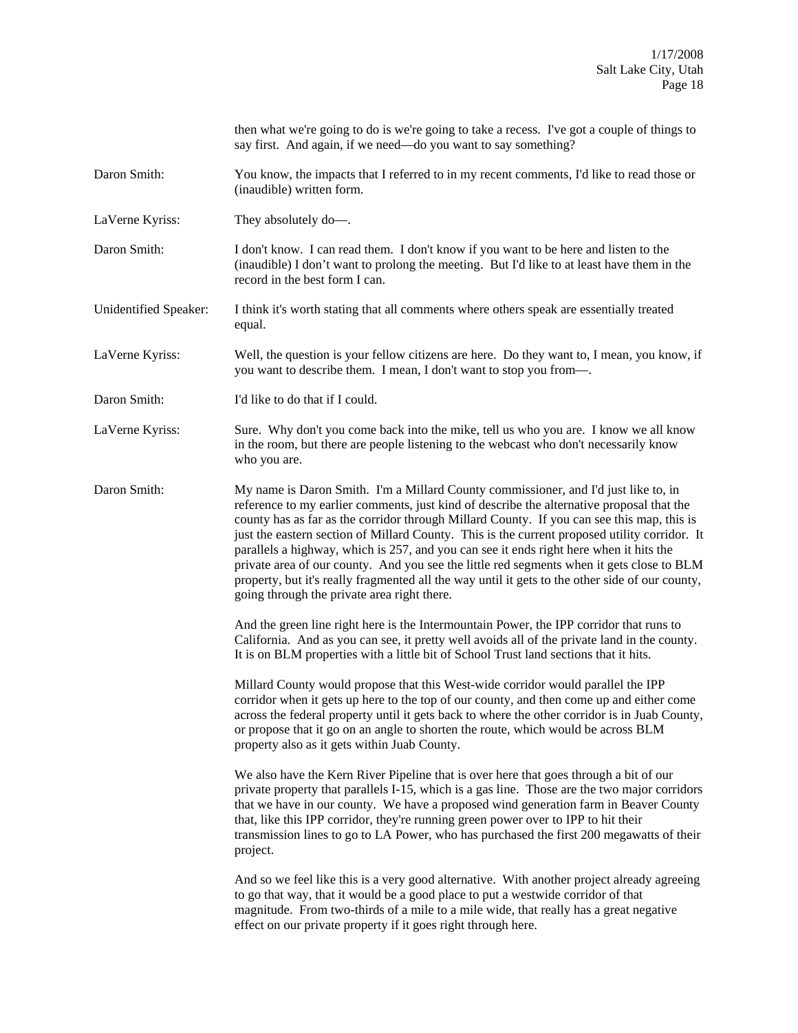then what we're going to do is we're going to take a recess. I've got a couple of things to say first. And again, if we need—do you want to say something?

**Daron Smith:** You know, the impacts that I referred to in my recent comments, I'd like to read those or (inaudible) written form.

**LaVerne Kyriss:** They absolutely do—.

**Daron Smith:** I don't know. I can read them. I don't know if you want to be here and listen to the (inaudible) I don't want to prolong the meeting. But I'd like to at least have them in the record in the best form I can.

**Unidentified Speaker:** I think it's worth stating that all comments where others speak are essentially treated equal.

**LaVerne Kyriss:** Well, the question is your fellow citizens are here. Do they want to, I mean, you know, if you want to describe them. I mean, I don't want to stop you from—.

**Daron Smith:** I'd like to do that if I could.

**LaVerne Kyriss:** Sure. Why don't you come back into the mike, tell us who you are. I know we all know in the room, but there are people listening to the webcast who don't necessarily know who you are.

**Daron Smith:** My name is Daron Smith. I'm a Millard County commissioner, and I'd just like to, in reference to my earlier comments, just kind of describe the alternative proposal that the county has as far as the corridor through Millard County. If you can see this map, this is just the eastern section of Millard County. This is the current proposed utility corridor. It parallels a highway, which is 257, and you can see it ends right here when it hits the private area of our county. And you see the little red segments when it gets close to BLM property, but it's really fragmented all the way until it gets to the other side of our county, going through the private area right there.

And the green line right here is the Intermountain Power, the IPP corridor that runs to California. And as you can see, it pretty well avoids all of the private land in the county. It is on BLM properties with a little bit of School Trust land sections that it hits.

Millard County would propose that this West-wide corridor would parallel the IPP corridor when it gets up here to the top of our county, and then come up and either come across the federal property until it gets back to where the other corridor is in Juab County, or propose that it go on an angle to shorten the route, which would be across BLM property also as it gets within Juab County.

We also have the Kern River Pipeline that is over here that goes through a bit of our private property that parallels I-15, which is a gas line. Those are the two major corridors that we have in our county. We have a proposed wind generation farm in Beaver County that, like this IPP corridor, they're running green power over to IPP to hit their transmission lines to go to LA Power, who has purchased the first 200 megawatts of their project.

And so we feel like this is a very good alternative. With another project already agreeing to go that way, that it would be a good place to put a westwide corridor of that magnitude. From two-thirds of a mile to a mile wide, that really has a great negative effect on our private property if it goes right through here.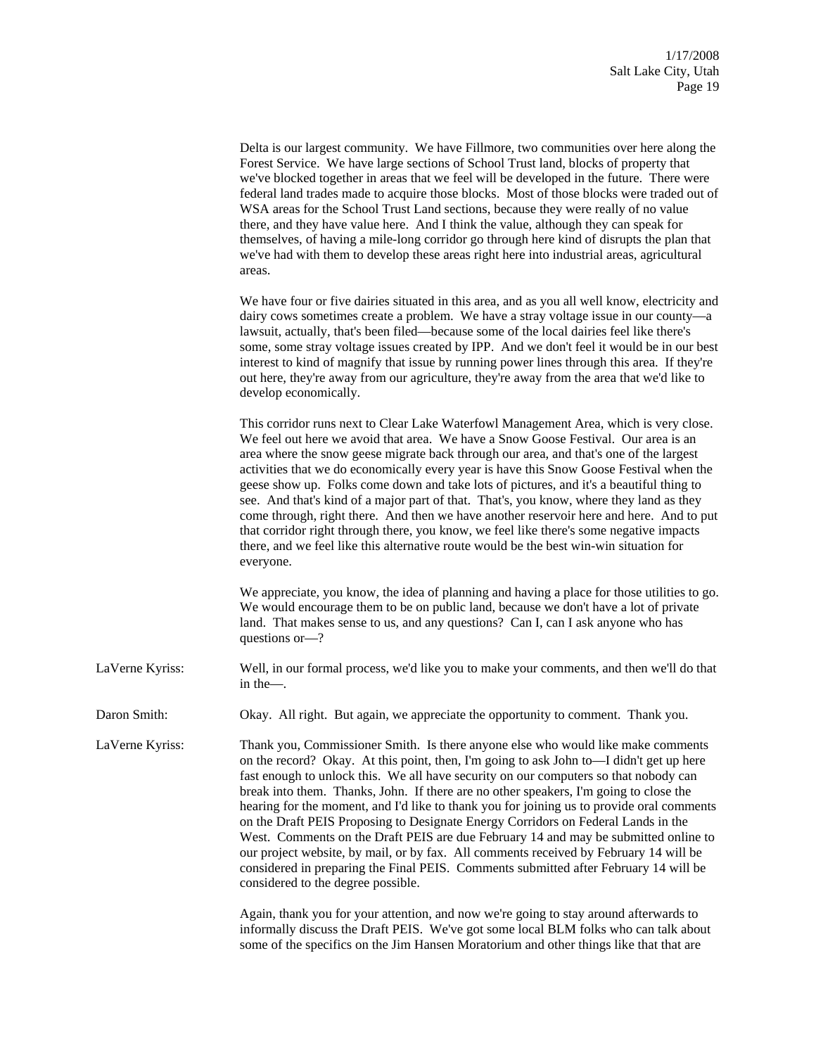Delta is our largest community. We have Fillmore, two communities over here along the Forest Service. We have large sections of School Trust land, blocks of property that we've blocked together in areas that we feel will be developed in the future. There were federal land trades made to acquire those blocks. Most of those blocks were traded out of WSA areas for the School Trust Land sections, because they were really of no value there, and they have value here. And I think the value, although they can speak for themselves, of having a mile-long corridor go through here kind of disrupts the plan that we've had with them to develop these areas right here into industrial areas, agricultural areas.

We have four or five dairies situated in this area, and as you all well know, electricity and dairy cows sometimes create a problem. We have a stray voltage issue in our county—a lawsuit, actually, that's been filed—because some of the local dairies feel like there's some, some stray voltage issues created by IPP. And we don't feel it would be in our best interest to kind of magnify that issue by running power lines through this area. If they're out here, they're away from our agriculture, they're away from the area that we'd like to develop economically.

This corridor runs next to Clear Lake Waterfowl Management Area, which is very close. We feel out here we avoid that area. We have a Snow Goose Festival. Our area is an area where the snow geese migrate back through our area, and that's one of the largest activities that we do economically every year is have this Snow Goose Festival when the geese show up. Folks come down and take lots of pictures, and it's a beautiful thing to see. And that's kind of a major part of that. That's, you know, where they land as they come through, right there. And then we have another reservoir here and here. And to put that corridor right through there, you know, we feel like there's some negative impacts there, and we feel like this alternative route would be the best win-win situation for everyone.

We appreciate, you know, the idea of planning and having a place for those utilities to go. We would encourage them to be on public land, because we don't have a lot of private land. That makes sense to us, and any questions? Can I, can I ask anyone who has questions or—?

LaVerne Kyriss: Well, in our formal process, we'd like you to make your comments, and then we'll do that in the—.

Daron Smith: Okay. All right. But again, we appreciate the opportunity to comment. Thank you.

LaVerne Kyriss: Thank you, Commissioner Smith. Is there anyone else who would like make comments on the record? Okay. At this point, then, I'm going to ask John to—I didn't get up here fast enough to unlock this. We all have security on our computers so that nobody can break into them. Thanks, John. If there are no other speakers, I'm going to close the hearing for the moment, and I'd like to thank you for joining us to provide oral comments on the Draft PEIS Proposing to Designate Energy Corridors on Federal Lands in the West. Comments on the Draft PEIS are due February 14 and may be submitted online to our project website, by mail, or by fax. All comments received by February 14 will be considered in preparing the Final PEIS. Comments submitted after February 14 will be considered to the degree possible.

Again, thank you for your attention, and now we're going to stay around afterwards to informally discuss the Draft PEIS. We've got some local BLM folks who can talk about some of the specifics on the Jim Hansen Moratorium and other things like that that are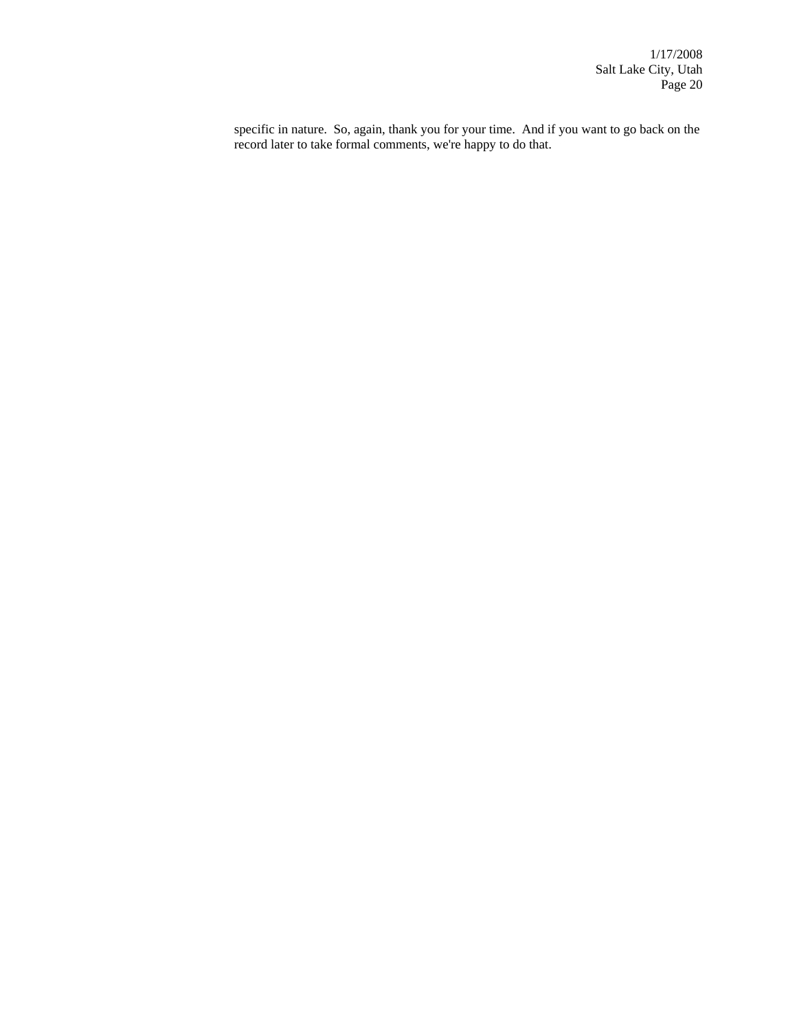specific in nature. So, again, thank you for your time. And if you want to go back on the record later to take formal comments, we're happy to do that.